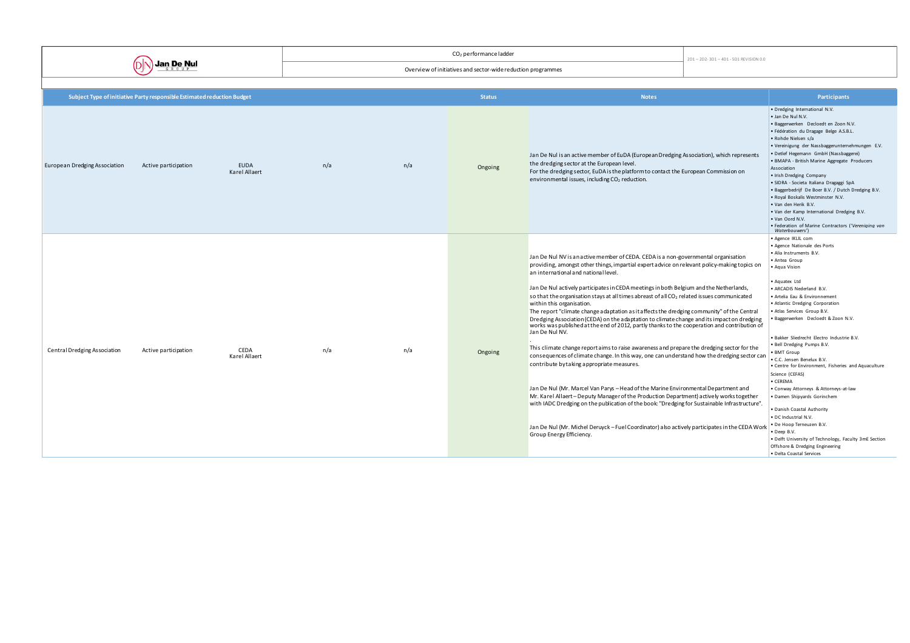| Jan De Nul GROUP | $CO_2$ performance ladder | 2D1 – 2D2- 3D1 – 4D1 - 5D1 REVISION 0.0 |
|---|---|---|
| | Overview of initiatives and sector-wide reduction programmes | |

| Subject | Type of initiative | Party responsible | Estimated reduction | Budget | Status | Notes | Participants |
|---|---|---|---|---|---|---|---|
| European Dredging Association | Active participation | EUDA Karel Allaert | n/a | n/a | Ongoing | Jan De Nul is an active member of EuDA (European Dredging Association), which represents the dredging sector at the European level.<br>For the dredging sector, EuDA is the platform to contact the European Commission on environmental issues, including $CO_2$ reduction. | • Dredging International N.V.<br>• Jan De Nul N.V.<br>• Baggerwerken Decloedt en Zoon N.V.<br>• Fédération du Dragage Belge A.S.B.L.<br>• Rohde Nielsen s/a<br>• Vereinigung der Nassbaggerunternehmungen E.V.<br>• Detlef Hegemann GmbH (Nassbaggerei)<br>• BMAPA - British Marine Aggregate Producers Association<br>• Irish Dredging Company<br>• SIDRA - Societa Italiana Dragaggi SpA<br>• Baggerbedrijf De Boer B.V. / Dutch Dredging B.V.<br>• Royal Boskalis Westminster N.V.<br>• Van den Herik B.V.<br>• Van der Kamp International Dredging B.V.<br>• Van Oord N.V.<br>• Federation of Marine Contractors (*'Vereniging van Waterbouwers'*) |
| Central Dredging Association | Active participation | CEDA Karel Allaert | n/a | n/a | Ongoing | Jan De Nul NV is an active member of CEDA. CEDA is a non-governmental organisation providing, amongst other things, impartial expert advice on relevant policy-making topics on an international and national level.<br><br>Jan De Nul actively participates in CEDA meetings in both Belgium and the Netherlands, so that the organisation stays at all times abreast of all $CO_2$ related issues communicated within this organisation.<br>The report "climate change adaptation as it affects the dredging community" of the Central Dredging Association (CEDA) on the adaptation to climate change and its impact on dredging works was published at the end of 2012, partly thanks to the cooperation and contribution of Jan De Nul NV.<br>.<br>This climate change report aims to raise awareness and prepare the dredging sector for the consequences of climate change. In this way, one can understand how the dredging sector can contribute by taking appropriate measures.<br><br>Jan De Nul (Mr. Marcel Van Parys – Head of the Marine Environmental Department and Mr. Karel Allaert – Deputy Manager of the Production Department) actively works together with IADC Dredging on the publication of the book: "Dredging for Sustainable Infrastructure".<br><br>Jan De Nul (Mr. Michel Deruyck – Fuel Coordinator) also actively participates in the CEDA Work Group Energy Efficiency. | • Agence IKLIL com<br>• Agence Nationale des Ports<br>• Alia Instruments B.V.<br>• Antea Group<br>• Aqua Vision<br>• Aquatex Ltd<br>• ARCADIS Nederland B.V.<br>• Artelia Eau & Environnement<br>• Atlantic Dredging Corporation<br>• Atlas Services Group B.V.<br>• Baggerwerken Decloedt & Zoon N.V.<br>• Bakker Sliedrecht Electro Industrie B.V.<br>• Bell Dredging Pumps B.V.<br>• BMT Group<br>• C.C. Jensen Benelux B.V.<br>• Centre for Environment, Fisheries and Aquaculture Science (CEFAS)<br>• CEREMA<br>• Conway Attorneys & Attorneys-at-law<br>• Damen Shipyards Gorinchem<br>• Danish Coastal Authority<br>• DC Industrial N.V.<br>• De Hoop Terneuzen B.V.<br>• Deep B.V.<br>• Delft University of Technology, Faculty 3mE Section Offshore & Dredging Engineering<br>• Delta Coastal Services |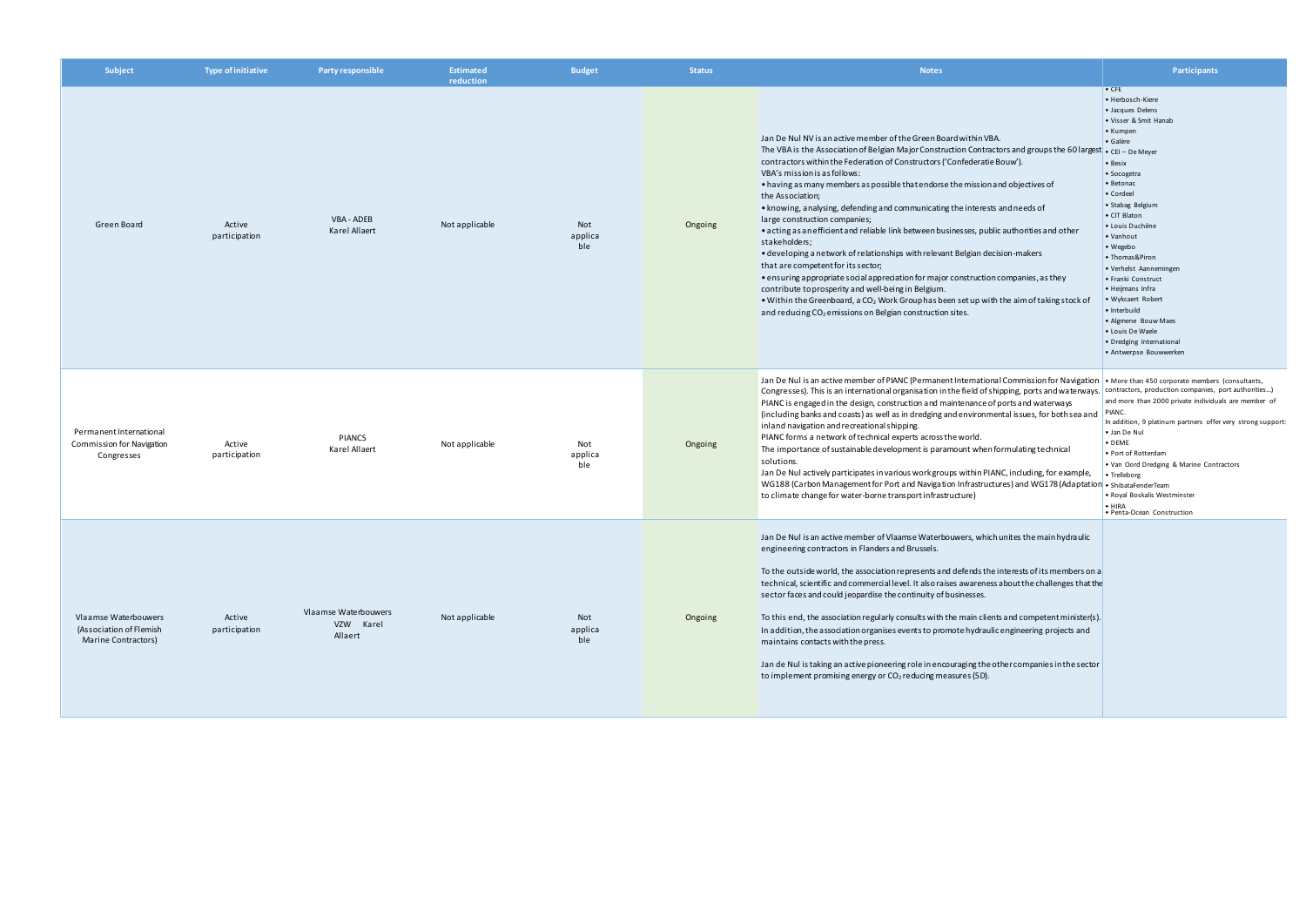| Subject | Type of initiative | Party responsible | Estimated reduction | Budget | Status | Notes | Participants |
|---|---|---|---|---|---|---|---|
| Green Board | Active participation | VBA - ADEB Karel Allaert | Not applicable | Not applicable | Ongoing | Jan De Nul NV is an active member of the Green Board within VBA. The VBA is the Association of Belgian Major Construction Contractors and groups the 60 largest contractors within the Federation of Constructors ('Confederatie Bouw'). VBA's mission is as follows: • having as many members as possible that endorse the mission and objectives of the Association; • knowing, analysing, defending and communicating the interests and needs of large construction companies; • acting as an efficient and reliable link between businesses, public authorities and other stakeholders; • developing a network of relationships with relevant Belgian decision-makers that are competent for its sector; • ensuring appropriate social appreciation for major construction companies, as they contribute to prosperity and well-being in Belgium. • Within the Greenboard, a $CO_2$ Work Group has been set up with the aim of taking stock of and reducing $CO_2$ emissions on Belgian construction sites. | • CFE • Herbosch-Kiere • Jacques Delens • Visser & Smit Hanab • Kumpen • Galère • CEI – De Meyer • Besix • Socogetra • Betonac • Cordeel • Stabag Belgium • CIT Blaton • Louis Duchêne • Vanhout • Wegebo • Thomas&Piron • Verhelst Aannemingen • Franki Construct • Heijmans Infra • Wykcaert Robert • Interbuild • Algmene Bouw Maes • Louis De Waele • Dredging International • Antwerpse Bouwwerken |
| Permanent International Commission for Navigation Congresses | Active participation | PIANCS Karel Allaert | Not applicable | Not applicable | Ongoing | Jan De Nul is an active member of PIANC (Permanent International Commission for Navigation Congresses). This is an international organisation in the field of shipping, ports and waterways. PIANC is engaged in the design, construction and maintenance of ports and waterways (including banks and coasts) as well as in dredging and environmental issues, for both sea and inland navigation and recreational shipping. PIANC forms a network of technical experts across the world. The importance of sustainable development is paramount when formulating technical solutions. Jan De Nul actively participates in various work groups within PIANC, including, for example, WG188 (Carbon Management for Port and Navigation Infrastructures) and WG178 (Adaptation to climate change for water-borne transport infrastructure) | • More than 450 corporate members (consultants, contractors, production companies, port authorities...) and more than 2000 private individuals are member of PIANC. In addition, 9 platinum partners offer very strong support: • Jan De Nul • DEME • Port of Rotterdam • Van Oord Dredging & Marine Contractors • Trelleborg • ShibataFenderTeam • Royal Boskalis Westminster • HIRA • Penta-Ocean Construction |
| Vlaamse Waterbouwers (Association of Flemish Marine Contractors) | Active participation | Vlaamse Waterbouwers VZW Karel Allaert | Not applicable | Not applicable | Ongoing | Jan De Nul is an active member of Vlaamse Waterbouwers, which unites the main hydraulic engineering contractors in Flanders and Brussels. To the outside world, the association represents and defends the interests of its members on a technical, scientific and commercial level. It also raises awareness about the challenges that the sector faces and could jeopardise the continuity of businesses. To this end, the association regularly consults with the main clients and competent minister(s). In addition, the association organises events to promote hydraulic engineering projects and maintains contacts with the press. Jan de Nul is taking an active pioneering role in encouraging the other companies in the sector to implement promising energy or $CO_2$ reducing measures (5D). | |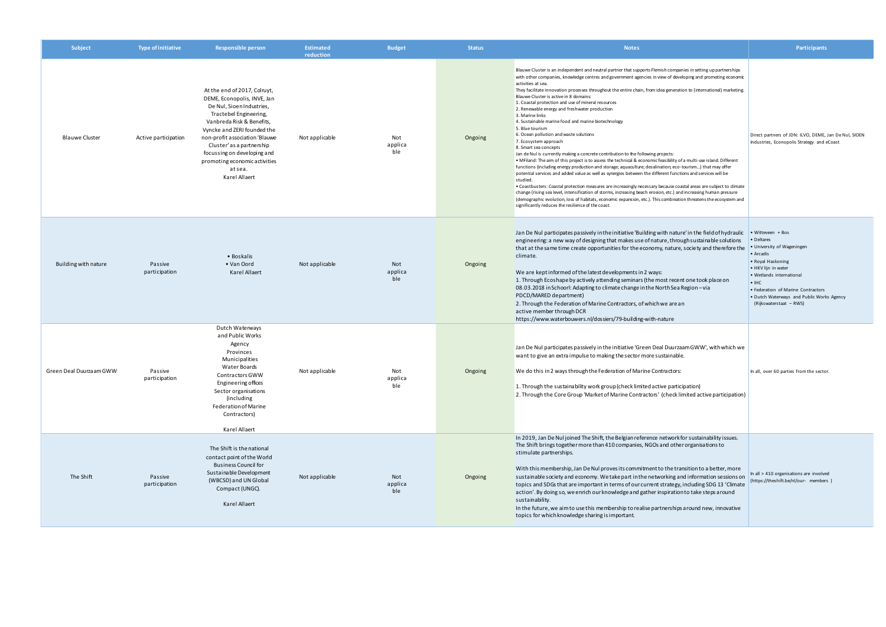| Subject | Type of initiative | Responsible person | Estimated reduction | Budget | Status | Notes | Participants |
|---|---|---|---|---|---|---|---|
| Blauwe Cluster | Active participation | At the end of 2017, Colruyt, DEME, Econopolis, INVE, Jan De Nul, Sioen Industries, Tractebel Engineering, Vanbreda Risk & Benefits, Vyncke and ZERI founded the non-profit association 'Blauwe Cluster' as a partnership focussing on developing and promoting economic activities at sea. Karel Allaert | Not applicable | Not applicable | Ongoing | Blauwe Cluster is an independent and neutral partner that supports Flemish companies in setting up partnerships with other companies, knowledge centres and government agencies in view of developing and promoting economic activities at sea.<br>They facilitate innovation processes throughout the entire chain, from idea generation to (international) marketing.<br>Blauwe Cluster is active in 8 domains:<br>1. Coastal protection and use of mineral resources<br>2. Renewable energy and freshwater production<br>3. Marine links<br>4. Sustainable marine food and marine biotechnology<br>5. Blue tourism<br>6. Ocean pollution and waste solutions<br>7. Ecosystem approach<br>8. Smart sea concepts<br>Jan de Nul is currently making a concrete contribution to the following projects:<br>• MFiland: The aim of this project is to assess the technical & economic feasibility of a multi-use island. Different functions (including energy production and storage; aquaculture; desalination; eco-tourism...) that may offer potential services and added value as well as synergies between the different functions and services will be studied.<br>• Coastbusters: Coastal protection measures are increasingly necessary because coastal areas are subject to climate change (rising sea level, intensification of storms, increasing beach erosion, etc.) and increasing human pressure (demographic evolution, loss of habitats, economic expansion, etc.). This combination threatens the ecosystem and significantly reduces the resilience of the coast. | Direct partners of JDN: ILVO, DEME, Jan De Nul, SIOEN Industries, Econopolis Strategy and eCoast |
| Building with nature | Passive participation | • Boskalis<br>• Van Oord<br>Karel Allaert | Not applicable | Not applicable | Ongoing | Jan De Nul participates passively in the initiative 'Building with nature' in the field of hydraulic engineering: a new way of designing that makes use of nature, through sustainable solutions that at the same time create opportunities for the economy, nature, society and therefore the climate.<br><br>We are kept informed of the latest developments in 2 ways:<br>1. Through Ecoshape by actively attending seminars (the most recent one took place on 08.03.2018 in Schoorl: Adapting to climate change in the North Sea Region – via PDCD/MARED department)<br>2. Through the Federation of Marine Contractors, of which we are an active member through DCR<br>https://www.waterbouwers.nl/dossiers/79-building-with-nature | • Witteveen + Bos<br>• Deltares<br>• University of Wageningen<br>• Arcadis<br>• Royal Haskoning<br>• HKV lijn in water<br>• Wetlands international<br>• IHC<br>• Federation of Marine Contractors<br>• Dutch Waterways and Public Works Agency (Rijkswaterstaat – RWS) |
| Green Deal Duurzaam GWW | Passive participation | Dutch Waterways and Public Works Agency<br>Provinces<br>Municipalities<br>Water Boards<br>Contractors GWW<br>Engineering offices<br>Sector organisations (including Federation of Marine Contractors)<br><br>Karel Allaert | Not applicable | Not applicable | Ongoing | Jan De Nul participates passively in the initiative 'Green Deal Duurzaam GWW', with which we want to give an extra impulse to making the sector more sustainable.<br><br>We do this in 2 ways through the Federation of Marine Contractors:<br><br>1. Through the sustainability work group (check limited active participation)<br>2. Through the Core Group 'Market of Marine Contractors' (check limited active participation) | In all, over 60 parties from the sector. |
| The Shift | Passive participation | The Shift is the national contact point of the World Business Council for Sustainable Development (WBCSD) and UN Global Compact (UNGC).<br><br>Karel Allaert | Not applicable | Not applicable | Ongoing | In 2019, Jan De Nul joined The Shift, the Belgian reference network for sustainability issues. The Shift brings together more than 410 companies, NGOs and other organisations to stimulate partnerships.<br><br>With this membership, Jan De Nul proves its commitment to the transition to a better, more sustainable society and economy. We take part in the networking and information sessions on topics and SDGs that are important in terms of our current strategy, including SDG 13 'Climate action'. By doing so, we enrich our knowledge and gather inspiration to take steps around sustainability.<br>In the future, we aim to use this membership to realise partnerships around new, innovative topics for which knowledge sharing is important. | In all > 410 organisations are involved (https://theshift.be/nl/our- members ) |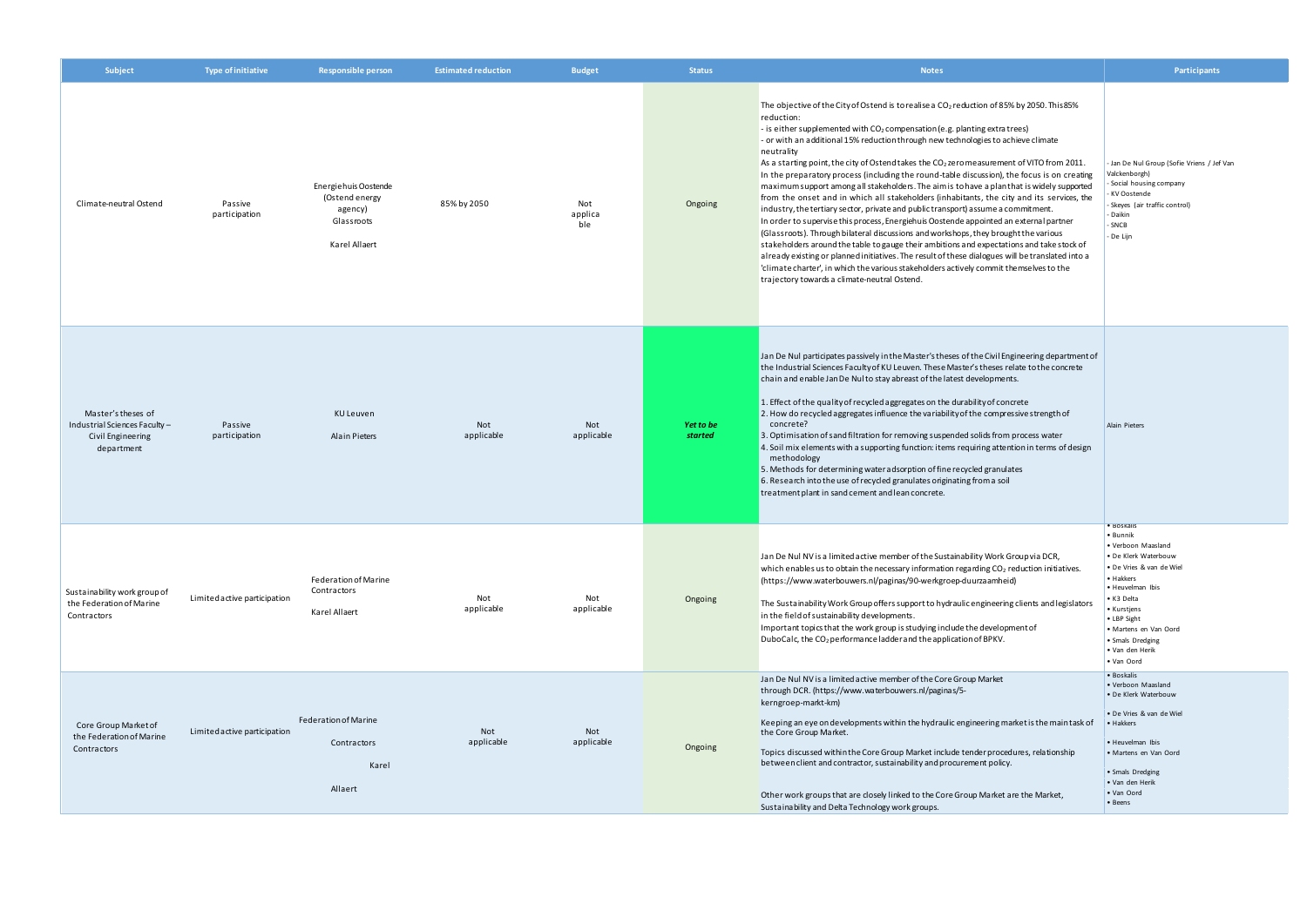| Subject | Type of initiative | Responsible person | Estimated reduction | Budget | Status | Notes | Participants |
|---|---|---|---|---|---|---|---|
| Climate-neutral Ostend | Passive participation | Energiehuis Oostende (Ostend energy agency)<br>Glassroots<br><br>Karel Allaert | 85% by 2050 | Not applicable | Ongoing | The objective of the City of Ostend is to realise a $CO_2$ reduction of 85% by 2050. This 85% reduction:<br>- is either supplemented with $CO_2$ compensation (e.g. planting extra trees)<br>- or with an additional 15% reduction through new technologies to achieve climate neutrality<br>As a starting point, the city of Ostend takes the $CO_2$ zero measurement of VITO from 2011.<br>In the preparatory process (including the round-table discussion), the focus is on creating maximum support among all stakeholders. The aim is to have a plan that is widely supported from the onset and in which all stakeholders (inhabitants, the city and its services, the industry, the tertiary sector, private and public transport) assume a commitment.<br>In order to supervise this process, Energiehuis Oostende appointed an external partner (Glassroots). Through bilateral discussions and workshops, they brought the various stakeholders around the table to gauge their ambitions and expectations and take stock of already existing or planned initiatives. The result of these dialogues will be translated into a 'climate charter', in which the various stakeholders actively commit themselves to the trajectory towards a climate-neutral Ostend. | - Jan De Nul Group (Sofie Vriens / Jef Van Valckenborgh)<br>- Social housing company<br>- KV Oostende<br>- Skeyes (air traffic control)<br>- Daikin<br>- SNCB<br>- De Lijn |
| Master's theses of Industrial Sciences Faculty – Civil Engineering department | Passive participation | KU Leuven<br><br>Alain Pieters | Not applicable | Not applicable | ***Yet to be started*** | Jan De Nul participates passively in the Master's theses of the Civil Engineering department of the Industrial Sciences Faculty of KU Leuven. These Master's theses relate to the concrete chain and enable Jan De Nul to stay abreast of the latest developments.<br><br>1. Effect of the quality of recycled aggregates on the durability of concrete<br>2. How do recycled aggregates influence the variability of the compressive strength of concrete?<br>3. Optimisation of sand filtration for removing suspended solids from process water<br>4. Soil mix elements with a supporting function: items requiring attention in terms of design methodology<br>5. Methods for determining water adsorption of fine recycled granulates<br>6. Research into the use of recycled granulates originating from a soil treatment plant in sand cement and lean concrete. | Alain Pieters |
| Sustainability work group of the Federation of Marine Contractors | Limited active participation | Federation of Marine Contractors<br><br>Karel Allaert | Not applicable | Not applicable | Ongoing | Jan De Nul NV is a limited active member of the Sustainability Work Group via DCR, which enables us to obtain the necessary information regarding $CO_2$ reduction initiatives. (https://www.waterbouwers.nl/paginas/90-werkgroep-duurzaamheid)<br><br>The Sustainability Work Group offers support to hydraulic engineering clients and legislators in the field of sustainability developments.<br>Important topics that the work group is studying include the development of DuboCalc, the $CO_2$ performance ladder and the application of BPKV. | • Boskalis<br>• Bunnik<br>• Verboon Maasland<br>• De Klerk Waterbouw<br>• De Vries & van de Wiel<br>• Hakkers<br>• Heuvelman Ibis<br>• K3 Delta<br>• Kurstjens<br>• LBP Sight<br>• Martens en Van Oord<br>• Smals Dredging<br>• Van den Herik<br>• Van Oord |
| Core Group Market of the Federation of Marine Contractors | Limited active participation | Federation of Marine Contractors<br><br>Karel Allaert | Not applicable | Not applicable | Ongoing | Jan De Nul NV is a limited active member of the Core Group Market through DCR. (https://www.waterbouwers.nl/paginas/5-kerngroep-markt-km)<br><br>Keeping an eye on developments within the hydraulic engineering market is the main task of the Core Group Market.<br><br>Topics discussed within the Core Group Market include tender procedures, relationship between client and contractor, sustainability and procurement policy.<br><br>Other work groups that are closely linked to the Core Group Market are the Market, Sustainability and Delta Technology work groups. | • Boskalis<br>• Verboon Maasland<br>• De Klerk Waterbouw<br>• De Vries & van de Wiel<br>• Hakkers<br>• Heuvelman Ibis<br>• Martens en Van Oord<br>• Smals Dredging<br>• Van den Herik<br>• Van Oord<br>• Beens |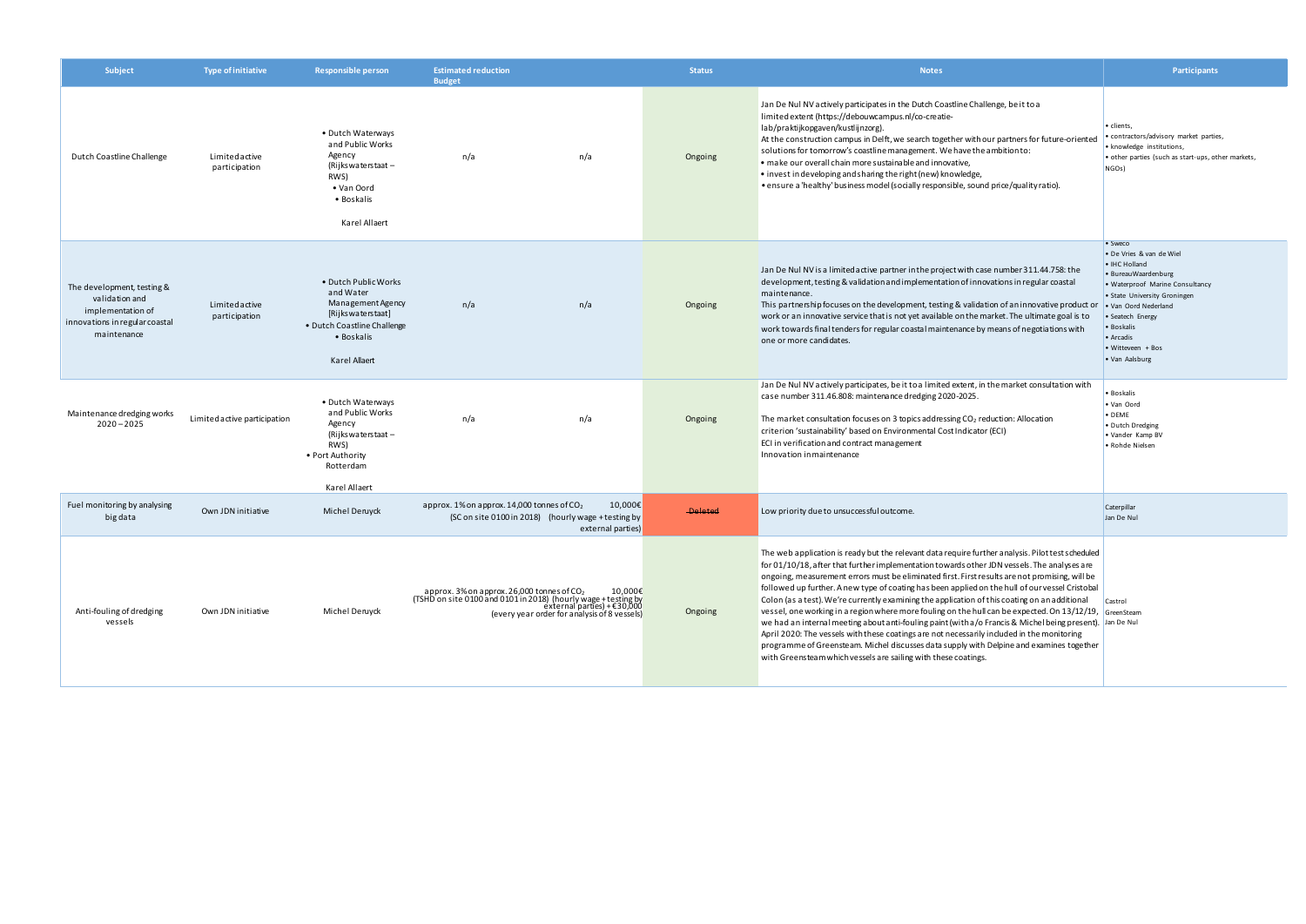| Subject | Type of initiative | Responsible person | Estimated reduction | Budget | Status | Notes | Participants |
|---|---|---|---|---|---|---|---|
| Dutch Coastline Challenge | Limited active participation | • Dutch Waterways and Public Works Agency (Rijkswaterstaat – RWS)<br>• Van Oord<br>• Boskalis<br><br>Karel Allaert | n/a | n/a | Ongoing | Jan De Nul NV actively participates in the Dutch Coastline Challenge, be it to a limited extent (https://debouwcampus.nl/co-creatie-lab/praktijkopgaven/kustlijnzorg).<br>At the construction campus in Delft, we search together with our partners for future-oriented solutions for tomorrow's coastline management. We have the ambition to:<br>• make our overall chain more sustainable and innovative,<br>• invest in developing and sharing the right (new) knowledge,<br>• ensure a 'healthy' business model (socially responsible, sound price/quality ratio). | • clients,<br>• contractors/advisory market parties,<br>• knowledge institutions,<br>• other parties (such as start-ups, other markets, NGOs) |
| The development, testing & validation and implementation of innovations in regular coastal maintenance | Limited active participation | • Dutch Public Works and Water Management Agency [Rijkswaterstaat]<br>• Dutch Coastline Challenge<br>• Boskalis<br><br>Karel Allaert | n/a | n/a | Ongoing | Jan De Nul NV is a limited active partner in the project with case number 311.44.758: the development, testing & validation and implementation of innovations in regular coastal maintenance.<br>This partnership focuses on the development, testing & validation of an innovative product or work or an innovative service that is not yet available on the market. The ultimate goal is to work towards final tenders for regular coastal maintenance by means of negotiations with one or more candidates. | • Sweco<br>• De Vries & van de Wiel<br>• IHC Holland<br>• BureauWaardenburg<br>• Waterproof Marine Consultancy<br>• State University Groningen<br>• Van Oord Nederland<br>• Seatech Energy<br>• Boskalis<br>• Arcadis<br>• Witteveen + Bos<br>• Van Aalsburg |
| Maintenance dredging works 2020 – 2025 | Limited active participation | • Dutch Waterways and Public Works Agency (Rijkswaterstaat – RWS)<br>• Port Authority Rotterdam<br><br>Karel Allaert | n/a | n/a | Ongoing | Jan De Nul NV actively participates, be it to a limited extent, in the market consultation with case number 311.46.808: maintenance dredging 2020-2025.<br><br>The market consultation focuses on 3 topics addressing $CO_2$ reduction: Allocation criterion 'sustainability' based on Environmental Cost Indicator (ECI)<br>ECI in verification and contract management<br>Innovation in maintenance | • Boskalis<br>• Van Oord<br>• DEME<br>• Dutch Dredging<br>• Vander Kamp BV<br>• Rohde Nielsen |
| Fuel monitoring by analysing big data | Own JDN initiative | Michel Deruyck | approx. 1% on approx. 14,000 tonnes of $CO_2$ (SC on site 0100 in 2018) | 10,000€ (hourly wage + testing by external parties) | ~~Deleted~~ | Low priority due to unsuccessful outcome. | Caterpillar<br>Jan De Nul |
| Anti-fouling of dredging vessels | Own JDN initiative | Michel Deruyck | approx. 3% on approx. 26,000 tonnes of $CO_2$ (TSHD on site 0100 and 0101 in 2018) | 10,000€ (hourly wage + testing by external parties) + €30,000 (every year order for analysis of 8 vessels) | Ongoing | The web application is ready but the relevant data require further analysis. Pilot test scheduled for 01/10/18, after that further implementation towards other JDN vessels. The analyses are ongoing, measurement errors must be eliminated first. First results are not promising, will be followed up further. A new type of coating has been applied on the hull of our vessel Cristobal Colon (as a test). We're currently examining the application of this coating on an additional vessel, one working in a region where more fouling on the hull can be expected. On 13/12/19, we had an internal meeting about anti-fouling paint (with a/o Francis & Michel being present). April 2020: The vessels with these coatings are not necessarily included in the monitoring programme of Greensteam. Michel discusses data supply with Delpine and examines together with Greensteam which vessels are sailing with these coatings. | Castrol<br>GreenSteam<br>Jan De Nul |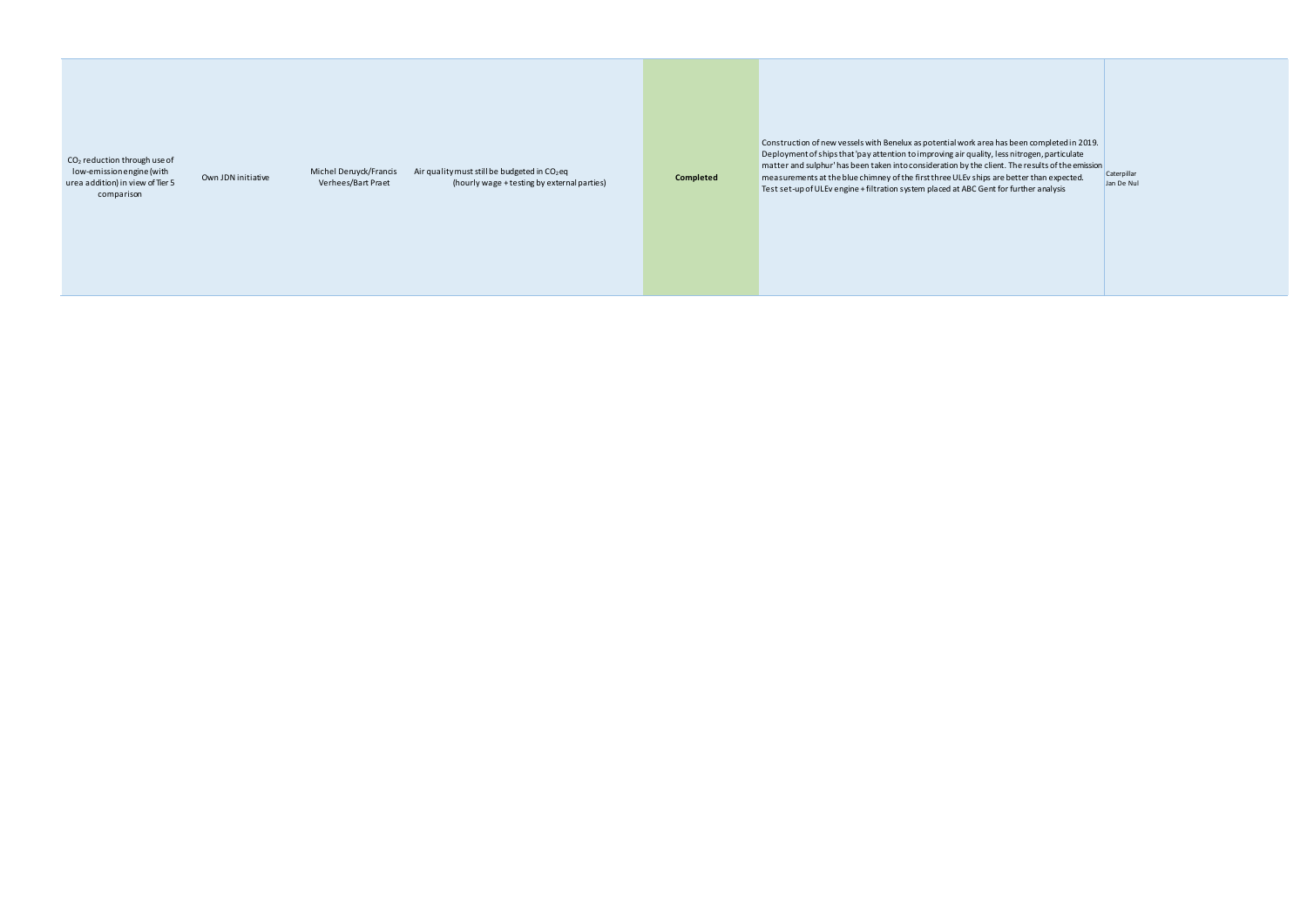| | | | | | | |
|---|---|---|---|---|---|---|
| $CO_2$ reduction through use of low-emission engine (with urea addition) in view of Tier 5 comparison | Own JDN initiative | Michel Deruyck/Francis Verhees/Bart Praet | Air quality must still be budgeted in $CO_2$eq (hourly wage + testing by external parties) | **Completed** | Construction of new vessels with Benelux as potential work area has been completed in 2019. Deployment of ships that 'pay attention to improving air quality, less nitrogen, particulate matter and sulphur' has been taken into consideration by the client. The results of the emission measurements at the blue chimney of the first three ULEv ships are better than expected. Test set-up of ULEv engine + filtration system placed at ABC Gent for further analysis | Caterpillar Jan De Nul |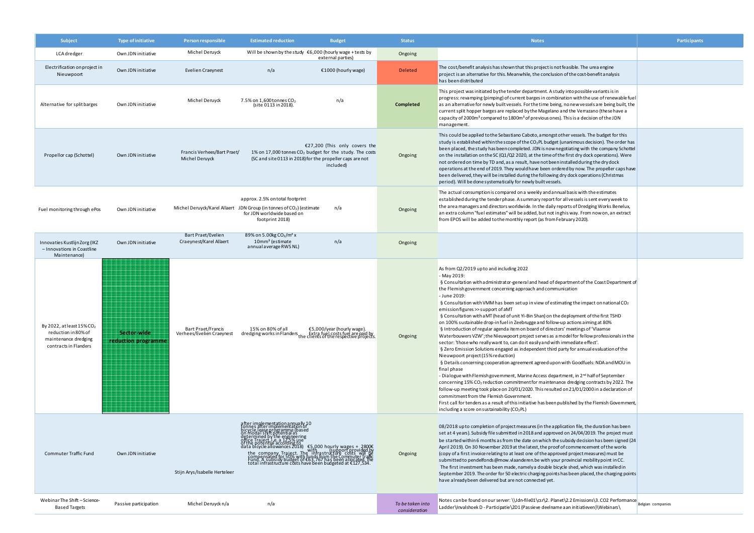| Subject | Type of initiative | Person responsible | Estimated reduction | Budget | Status | Notes | Participants |
|---|---|---|---|---|---|---|---|
| LCA dredger | Own JDN initiative | Michel Deruyck | Will be shown by the study | €6,000 (hourly wage + tests by external parties) | Ongoing | | |
| Electrification on project in Nieuwpoort | Own JDN initiative | Evelien Craeynest | n/a | €1000 (hourly wage) | Deleted | The cost/benefit analysis has shown that this project is not feasible. The urea engine project is an alternative for this. Meanwhile, the conclusion of the cost-benefit analysis has been distributed | |
| Alternative for split barges | Own JDN initiative | Michel Deruyck | 7.5% on 1,600 tonnes $CO_2$ (site 0113 in 2018). | n/a | **Completed** | This project was initiated by the tender department. A study into possible variants is in progress: revamping (pimping) of current barges in combination with the use of renewable fuel as an alternative for newly built vessels. For the time being, no new vessels are being built, the current split hopper barges are replaced by the Magelano and the Verrazano (these have a capacity of 2000m³ compared to 1800m³ of previous ones). This is a decision of the JDN management. | |
| Propellor cap (Schottel) | Own JDN initiative | Francis Verhees/Bart Praet/ Michel Deruyck | 1% on 17,000 tonnes $CO_2$ (SC and site 0113 in 2018) | €27,200 (This only covers the budget for the study. The costs for the propeller caps are not included) | Ongoing | This could be applied to the Sebastiano Caboto, amongst other vessels. The budget for this study is established within the scope of the $CO_2$PL budget (unanimous decision). The order has been placed, the study has been completed. JDN is now negotiating with the company Schottel on the installation on the SC (Q1/Q2 2020, at the time of the first dry dock operations). Were not ordered on time by TD and, as a result, have not been installed during the dry dock operations at the end of 2019. They would have been ordered by now. The propeller caps have been delivered, they will be installed during the following dry dock operations (Christmas period). Will be done systematically for newly built vessels. | |
| Fuel monitoring through ePos | Own JDN initiative | Michel Deruyck/Karel Allaert | approx. 2.5% on total footprint JDN Group (in tonnes of $CO_2$) (estimate for JDN worldwide based on footprint 2018) | n/a | Ongoing | The actual consumption is compared on a weekly and annual basis with the estimates established during the tender phase. A summary report for all vessels is sent every week to the area managers and directors worldwide. In the daily reports of Dredging Works Benelux, an extra column "fuel estimates" will be added, but not in this way. From now on, an extract from EPOS will be added to the monthly report (as from February 2020). | |
| Innovaties KustlijnZorg (IKZ – Innovations in Coastline Maintenance) | Own JDN initiative | Bart Praet/Evelien Craeynest/Karel Allaert | 89% on 5.00kg $CO_2$/m³ x 10mm³ (estimate annual average RWS NL) | n/a | Ongoing | | |
| By 2022, at least 15% $CO_2$ reduction in 80% of maintenance dredging contracts in Flanders | **Sector-wide reduction programme** | Bart Praet/Francis Verhees/Evelien Craeynest | 15% on 80% of all dredging works in Flanders | €5,000/year (hourly wage). Extra fuel costs fuel are paid by the clients of the respective projects. | Ongoing | As from Q2/2019 up to and including 2022<br>- May 2019:<br>§ Consultation with administrator-general and head of department of the Coast Department of the Flemish government concerning approach and communication<br>- June 2019:<br>§ Consultation with VMM has been set up in view of estimating the impact on national $CO_2$ emission figures >> support of aMT<br>§ Consultation with aMT (head of unit Yi-Bin Shan) on the deployment of the first TSHD on 100% sustainable drop-in fuel in Zeebrugge and follow-up actions aiming at 80%<br>§ Introduction of regular agenda item on board of directors' meetings of 'Vlaamse Waterbouwers VZW'; the Nieuwpoort project serves as a model for fellow professionals in the sector: 'those who really want to, can do it easily and with immediate effect'.<br>§ Zero Emission Solutions engaged as independent third party for annual evaluation of the Nieuwpoort project (15% reduction)<br>§ Details concerning cooperation agreement agreed upon with Goodfuels: NDA and MOU in final phase<br>- Dialogue with Flemish government, Marine Access department, in 2nd half of September concerning 15% $CO_2$ reduction commitment for maintenance dredging contracts by 2022. The follow-up meeting took place on 20/01/2020. This resulted on 21/01/2000 in a declaration of commitment from the Flemish Government.<br>First call for tenders as a result of this initiative has been published by the Flemish Government, including a score on sustainability ($CO_2$PL) | |
| Commuter Traffic Fund | Own JDN initiative | Stijn Arys/Isabelle Herteleer | after implementation annually 10 tonnes after implementation of bicycle lease programme (based on modal shift potential as determined by the engineering office Traject, i.e. a 12.5% use of the potential according to data bicycle allowances 2018) | €5,000 hourly wages + 2800€ with (support provided by the company Traject. The infrastructure costs will be compensated for 50% with funds from the Commuter Traffic Fund. A subsidy budget of €63,767 has been allocated. The total infrastructure costs have been budgeted at €127,534. | Ongoing | 08/2018 up to completion of project measures (in the application file, the duration has been set at 4 years). Subsidy file submitted in 2018 and approved on 24/04/2019. The project must be started within 6 months as from the date on which the subsidy decision has been signed (24 April 2019). On 30 November 2019 at the latest, the proof of commencement of the works (copy of a first invoice relating to at least one of the approved project measures) must be submitted to pendelfonds@mow.vlaanderen.be with your provincial mobility point in CC.<br>The first investment has been made, namely a double bicycle shed, which was installed in September 2019. The order for 50 electric charging points has been placed, the charging points have already been delivered but are not connected yet. | |
| Webinar The Shift – Science-Based Targets | Passive participation | Michel Deruyck n/a | n/a | | *To be taken into consideration* | Notes can be found on our server: \\Jdn-file01\csr\2. Planet\2.2 Emissions\3. CO2 Performance Ladder\Invalshoek D - Participatie\2D1 (Passieve deelname aan initiatieven)\Webinars\ | Belgian companies |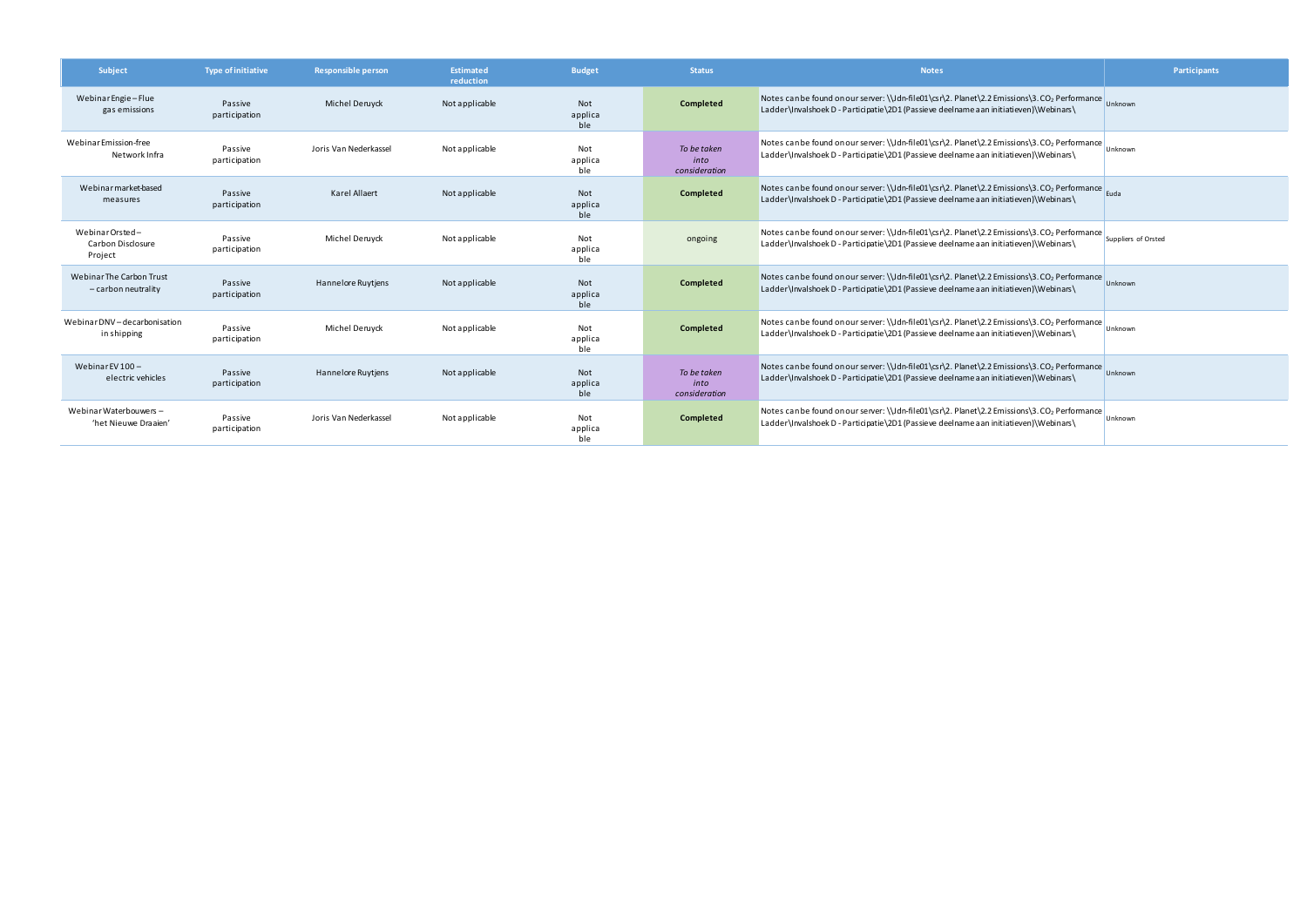| Subject | Type of initiative | Responsible person | Estimated reduction | Budget | Status | Notes | Participants |
|---|---|---|---|---|---|---|---|
| Webinar Engie – Flue gas emissions | Passive participation | Michel Deruyck | Not applicable | Not applicable | **Completed** | Notes can be found on our server: \\Jdn-file01\csr\2. Planet\2.2 Emissions\3. $CO_2$ Performance Ladder\Invalshoek D - Participatie\2D1 (Passieve deelname aan initiatieven)\Webinars\ | Unknown |
| Webinar Emission-free Network Infra | Passive participation | Joris Van Nederkassel | Not applicable | Not applicable | *To be taken into consideration* | Notes can be found on our server: \\Jdn-file01\csr\2. Planet\2.2 Emissions\3. $CO_2$ Performance Ladder\Invalshoek D - Participatie\2D1 (Passieve deelname aan initiatieven)\Webinars\ | Unknown |
| Webinar market-based measures | Passive participation | Karel Allaert | Not applicable | Not applicable | **Completed** | Notes can be found on our server: \\Jdn-file01\csr\2. Planet\2.2 Emissions\3. $CO_2$ Performance Ladder\Invalshoek D - Participatie\2D1 (Passieve deelname aan initiatieven)\Webinars\ | Euda |
| Webinar Orsted – Carbon Disclosure Project | Passive participation | Michel Deruyck | Not applicable | Not applicable | ongoing | Notes can be found on our server: \\Jdn-file01\csr\2. Planet\2.2 Emissions\3. $CO_2$ Performance Ladder\Invalshoek D - Participatie\2D1 (Passieve deelname aan initiatieven)\Webinars\ | Suppliers of Orsted |
| Webinar The Carbon Trust – carbon neutrality | Passive participation | Hannelore Ruytjens | Not applicable | Not applicable | **Completed** | Notes can be found on our server: \\Jdn-file01\csr\2. Planet\2.2 Emissions\3. $CO_2$ Performance Ladder\Invalshoek D - Participatie\2D1 (Passieve deelname aan initiatieven)\Webinars\ | Unknown |
| Webinar DNV – decarbonisation in shipping | Passive participation | Michel Deruyck | Not applicable | Not applicable | **Completed** | Notes can be found on our server: \\Jdn-file01\csr\2. Planet\2.2 Emissions\3. $CO_2$ Performance Ladder\Invalshoek D - Participatie\2D1 (Passieve deelname aan initiatieven)\Webinars\ | Unknown |
| Webinar EV 100 – electric vehicles | Passive participation | Hannelore Ruytjens | Not applicable | Not applicable | *To be taken into consideration* | Notes can be found on our server: \\Jdn-file01\csr\2. Planet\2.2 Emissions\3. $CO_2$ Performance Ladder\Invalshoek D - Participatie\2D1 (Passieve deelname aan initiatieven)\Webinars\ | Unknown |
| Webinar Waterbouwers – 'het Nieuwe Draaien' | Passive participation | Joris Van Nederkassel | Not applicable | Not applicable | **Completed** | Notes can be found on our server: \\Jdn-file01\csr\2. Planet\2.2 Emissions\3. $CO_2$ Performance Ladder\Invalshoek D - Participatie\2D1 (Passieve deelname aan initiatieven)\Webinars\ | Unknown |